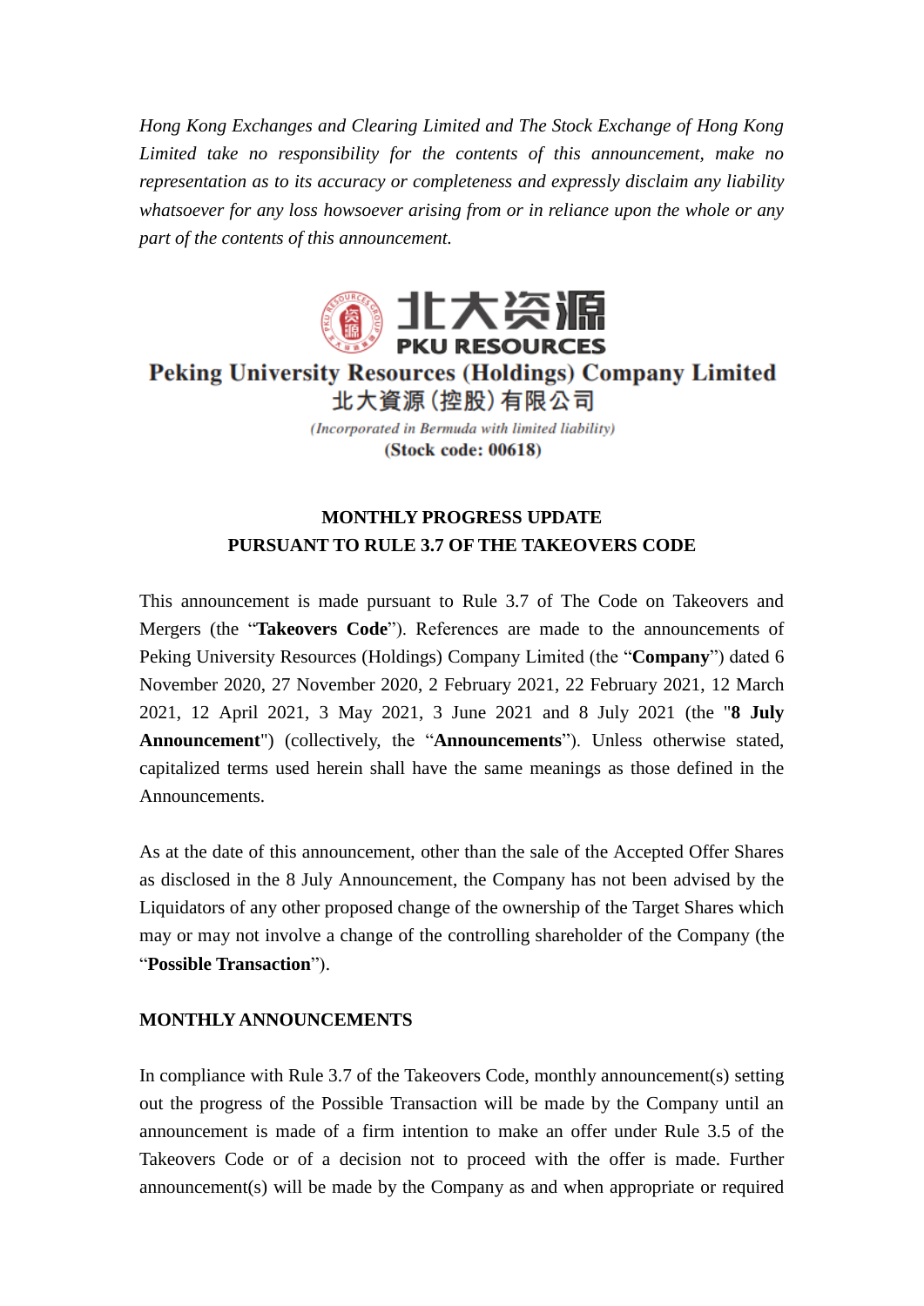*Hong Kong Exchanges and Clearing Limited and The Stock Exchange of Hong Kong Limited take no responsibility for the contents of this announcement, make no representation as to its accuracy or completeness and expressly disclaim any liability whatsoever for any loss howsoever arising from or in reliance upon the whole or any part of the contents of this announcement.*

北大资源
PKU RESOURCES

**Peking University Resources (Holdings) Company Limited**
**北大資源(控股)有限公司**

*(Incorporated in Bermuda with limited liability)*
**(Stock code: 00618)**

**MONTHLY PROGRESS UPDATE**
**PURSUANT TO RULE 3.7 OF THE TAKEOVERS CODE**

This announcement is made pursuant to Rule 3.7 of The Code on Takeovers and Mergers (the "**Takeovers Code**"). References are made to the announcements of Peking University Resources (Holdings) Company Limited (the "**Company**") dated 6 November 2020, 27 November 2020, 2 February 2021, 22 February 2021, 12 March 2021, 12 April 2021, 3 May 2021, 3 June 2021 and 8 July 2021 (the "**8 July Announcement**") (collectively, the "**Announcements**"). Unless otherwise stated, capitalized terms used herein shall have the same meanings as those defined in the Announcements.

As at the date of this announcement, other than the sale of the Accepted Offer Shares as disclosed in the 8 July Announcement, the Company has not been advised by the Liquidators of any other proposed change of the ownership of the Target Shares which may or may not involve a change of the controlling shareholder of the Company (the "**Possible Transaction**").

**MONTHLY ANNOUNCEMENTS**

In compliance with Rule 3.7 of the Takeovers Code, monthly announcement(s) setting out the progress of the Possible Transaction will be made by the Company until an announcement is made of a firm intention to make an offer under Rule 3.5 of the Takeovers Code or of a decision not to proceed with the offer is made. Further announcement(s) will be made by the Company as and when appropriate or required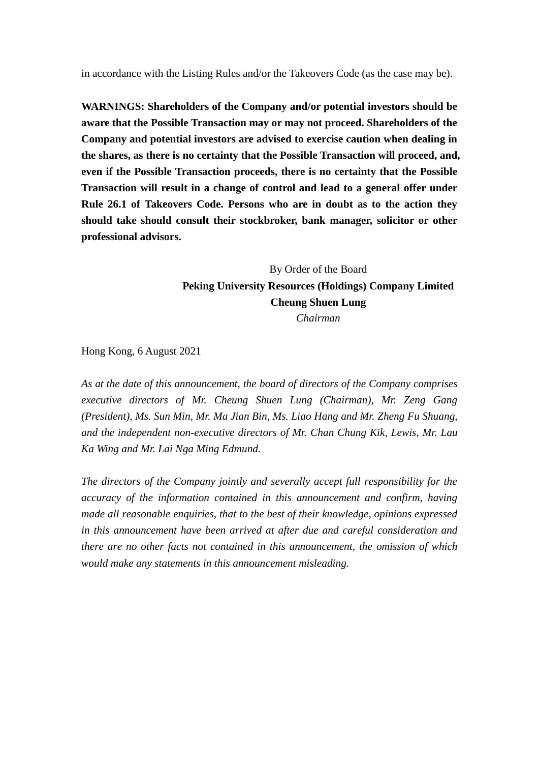in accordance with the Listing Rules and/or the Takeovers Code (as the case may be).

**WARNINGS: Shareholders of the Company and/or potential investors should be aware that the Possible Transaction may or may not proceed. Shareholders of the Company and potential investors are advised to exercise caution when dealing in the shares, as there is no certainty that the Possible Transaction will proceed, and, even if the Possible Transaction proceeds, there is no certainty that the Possible Transaction will result in a change of control and lead to a general offer under Rule 26.1 of Takeovers Code. Persons who are in doubt as to the action they should take should consult their stockbroker, bank manager, solicitor or other professional advisors.**

By Order of the Board
**Peking University Resources (Holdings) Company Limited**
**Cheung Shuen Lung**
*Chairman*

Hong Kong, 6 August 2021

*As at the date of this announcement, the board of directors of the Company comprises executive directors of Mr. Cheung Shuen Lung (Chairman), Mr. Zeng Gang (President), Ms. Sun Min, Mr. Ma Jian Bin, Ms. Liao Hang and Mr. Zheng Fu Shuang, and the independent non-executive directors of Mr. Chan Chung Kik, Lewis, Mr. Lau Ka Wing and Mr. Lai Nga Ming Edmund.*

*The directors of the Company jointly and severally accept full responsibility for the accuracy of the information contained in this announcement and confirm, having made all reasonable enquiries, that to the best of their knowledge, opinions expressed in this announcement have been arrived at after due and careful consideration and there are no other facts not contained in this announcement, the omission of which would make any statements in this announcement misleading.*